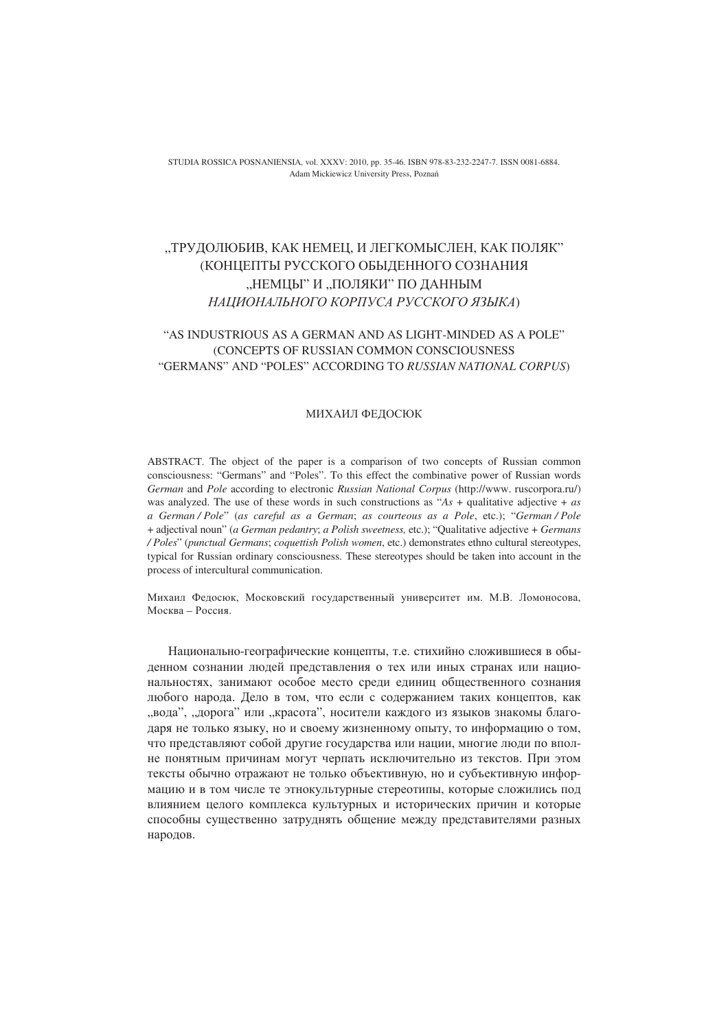STUDIA ROSSICA POSNANIENSIA, vol. XXXV: 2010, pp. 35-46. ISBN 978-83-232-2247-7. ISSN 0081-6884.
Adam Mickiewicz University Press, Poznań

# „ТРУДОЛЮБИВ, КАК НЕМЕЦ, И ЛЕГКОМЫСЛЕН, КАК ПОЛЯК" (КОНЦЕПТЫ РУССКОГО ОБЫДЕННОГО СОЗНАНИЯ „НЕМЦЫ" И „ПОЛЯКИ" ПО ДАННЫМ *НАЦИОНАЛЬНОГО КОРПУСА РУССКОГО ЯЗЫКА*)

## "AS INDUSTRIOUS AS A GERMAN AND AS LIGHT-MINDED AS A POLE" (CONCEPTS OF RUSSIAN COMMON CONSCIOUSNESS "GERMANS" AND "POLES" ACCORDING TO *RUSSIAN NATIONAL CORPUS*)

МИХАИЛ ФЕДОСЮК

ABSTRACT. The object of the paper is a comparison of two concepts of Russian common consciousness: "Germans" and "Poles". To this effect the combinative power of Russian words *German* and *Pole* according to electronic *Russian National Corpus* (http://www. ruscorpora.ru/) was analyzed. The use of these words in such constructions as "*As* + qualitative adjective + *as a German / Pole*" (*as careful as a German*; *as courteous as a Pole*, etc.); "*German / Pole* + adjectival noun" (*a German pedantry*; *a Polish sweetness,* etc.); "Qualitative adjective + *Germans / Poles*" (*punctual Germans*; *coquettish Polish women*, etc.) demonstrates ethno cultural stereotypes, typical for Russian ordinary consciousness. These stereotypes should be taken into account in the process of intercultural communication.

Михаил Федосюк, Московский государственный университет им. М.В. Ломоносова, Москва – Россия.

Национально-географические концепты, т.е. стихийно сложившиеся в обыденном сознании людей представления о тех или иных странах или национальностях, занимают особое место среди единиц общественного сознания любого народа. Дело в том, что если с содержанием таких концептов, как „вода", „дорога" или „красота", носители каждого из языков знакомы благодаря не только языку, но и своему жизненному опыту, то информацию о том, что представляют собой другие государства или нации, многие люди по вполне понятным причинам могут черпать исключительно из текстов. При этом тексты обычно отражают не только объективную, но и субъективную информацию и в том числе те этнокультурные стереотипы, которые сложились под влиянием целого комплекса культурных и исторических причин и которые способны существенно затруднять общение между представителями разных народов.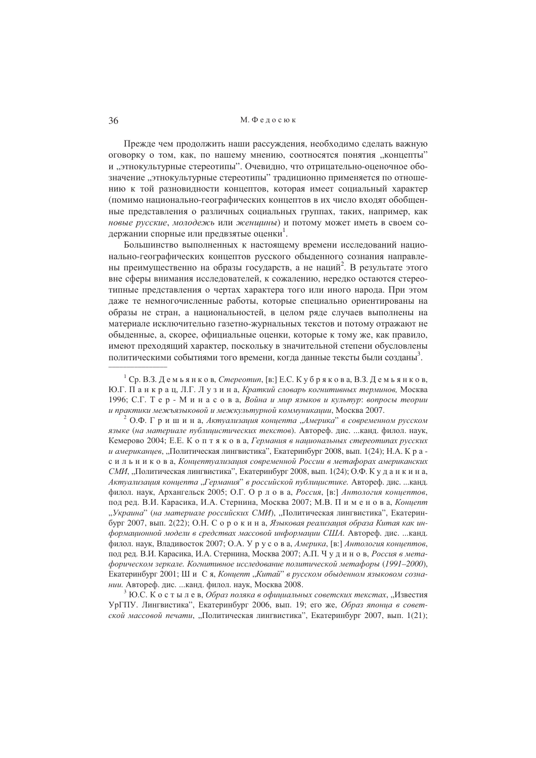Прежде чем продолжить наши рассуждения, необходимо сделать важную оговорку о том, как, по нашему мнению, соотносятся понятия „концепты" и „этнокультурные стереотипы". Очевидно, что отрицательно-оценочное обозначение „этнокультурные стереотипы" традиционно применяется по отношению к той разновидности концептов, которая имеет социальный характер (помимо национально-географических концептов в их число входят обобщенные представления о различных социальных группах, таких, например, как *новые русские*, *молодежь* или *женщины*) и потому может иметь в своем содержании спорные или предвзятые оценки[1].

Большинство выполненных к настоящему времени исследований национально-географических концептов русского обыденного сознания направлены преимущественно на образы государств, а не наций[2]. В результате этого вне сферы внимания исследователей, к сожалению, нередко остаются стереотипные представления о чертах характера того или иного народа. При этом даже те немногочисленные работы, которые специально ориентированы на образы не стран, а национальностей, в целом ряде случаев выполнены на материале исключительно газетно-журнальных текстов и потому отражают не обыденные, а, скорее, официальные оценки, которые к тому же, как правило, имеют преходящий характер, поскольку в значительной степени обусловлены политическими событиями того времени, когда данные тексты были созданы[3].

---

[1] Ср. В.З. Д е м ь я н к о в, *Стереотип*, [в:] Е.С. К у б р я к о в а, В.З. Д е м ь я н к о в, Ю.Г. П а н к р а ц, Л.Г. Л у з и н а, *Краткий словарь когнитивных терминов,* Москва 1996; С.Г. Т е р - М и н а с о в а, *Война и мир языков и культур*: *вопросы теории и практики межъязыковой и межкультурной коммуникации*, Москва 2007.

[2] О.Ф. Г р и ш и н а, *Актуализация концепта „Америка" в современном русском языке* (*на материале публицистических текстов*). Автореф. дис. ...канд. филол. наук, Кемерово 2004; Е.Е. К о п т я к о в а, *Германия в национальных стереотипах русских и американцев*, „Политическая лингвистика", Екатеринбург 2008, вып. 1(24); Н.А. К р а с и л ь н и к о в а, *Концептуализация современной России в метафорах американских СМИ*, „Политическая лингвистика", Екатеринбург 2008, вып. 1(24); О.Ф. К у д а н к и н а, *Актуализация концепта „Германия" в российской публицистике.* Автореф. дис. ...канд. филол. наук, Архангельск 2005; О.Г. О р л о в а, *Россия*, [в:] *Антология концептов*, под ред. В.И. Карасика, И.А. Стернина, Москва 2007; М.В. П и м е н о в а, *Концепт „Украина"* (*на материале российских СМИ*), „Политическая лингвистика", Екатеринбург 2007, вып. 2(22); О.Н. С о р о к и н а, *Языковая реализация образа Китая как информационной модели в средствах массовой информации США.* Автореф. дис. ...канд. филол. наук, Владивосток 2007; О.А. У р у с о в а, *Америка*, [в:] *Антология концептов*, под ред. В.И. Карасика, И.А. Стернина, Москва 2007; А.П. Ч у д и н о в, *Россия в метафорическом зеркале. Когнитивное исследование политической метафоры* (*1991–2000*), Екатеринбург 2001; Ш и С я, *Концепт „Китай" в русском обыденном языковом сознании.* Автореф. дис. ...канд. филол. наук, Москва 2008.

[3] Ю.С. К о с т ы л е в, *Образ поляка в официальных советских текстах*, „Известия УрГПУ. Лингвистика", Екатеринбург 2006, вып. 19; его же, *Образ японца в советской массовой печати*, „Политическая лингвистика", Екатеринбург 2007, вып. 1(21);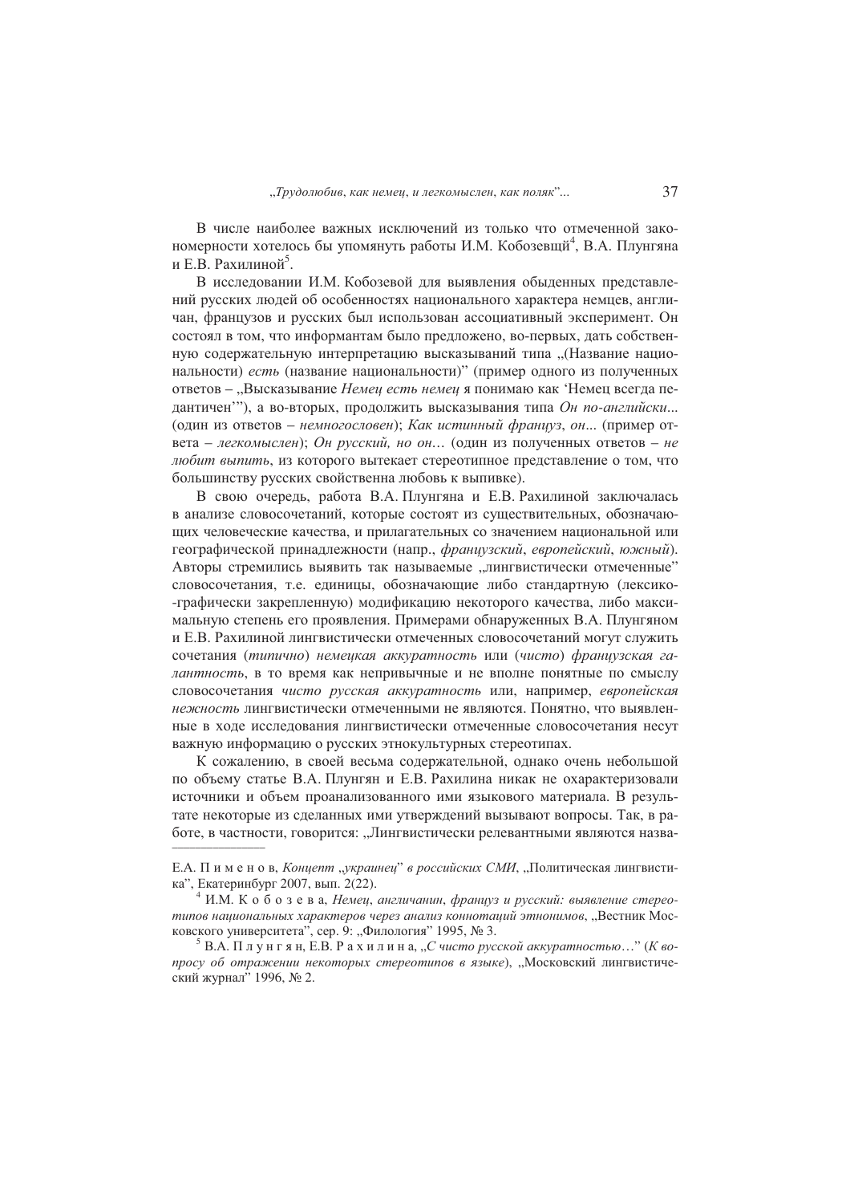В числе наиболее важных исключений из только что отмеченной закономерности хотелось бы упомянуть работы И.М. Кобозевщй[4], В.А. Плунгяна и Е.В. Рахилиной[5].

В исследовании И.М. Кобозевой для выявления обыденных представлений русских людей об особенностях национального характера немцев, англичан, французов и русских был использован ассоциативный эксперимент. Он состоял в том, что информантам было предложено, во-первых, дать собственную содержательную интерпретацию высказываний типа „(Название национальности) *есть* (название национальности)" (пример одного из полученных ответов – „Высказывание *Немец есть немец* я понимаю как 'Немец всегда педантичен'"), а во-вторых, продолжить высказывания типа *Он по-английски...* (один из ответов – *немногословен*); *Как истинный француз*, *он...* (пример ответа – *легкомыслен*); *Он русский, но он…* (один из полученных ответов – *не любит выпить*, из которого вытекает стереотипное представление о том, что большинству русских свойственна любовь к выпивке).

В свою очередь, работа В.А. Плунгяна и Е.В. Рахилиной заключалась в анализе словосочетаний, которые состоят из существительных, обозначающих человеческие качества, и прилагательных со значением национальной или географической принадлежности (напр., *французский*, *европейский*, *южный*). Авторы стремились выявить так называемые „лингвистически отмеченные" словосочетания, т.е. единицы, обозначающие либо стандартную (лексико- -графически закрепленную) модификацию некоторого качества, либо максимальную степень его проявления. Примерами обнаруженных В.А. Плунгяном и Е.В. Рахилиной лингвистически отмеченных словосочетаний могут служить сочетания (*типично*) *немецкая аккуратность* или (*чисто*) *французская галантность*, в то время как непривычные и не вполне понятные по смыслу словосочетания *чисто русская аккуратность* или, например, *европейская нежность* лингвистически отмеченными не являются. Понятно, что выявленные в ходе исследования лингвистически отмеченные словосочетания несут важную информацию о русских этнокультурных стереотипах.

К сожалению, в своей весьма содержательной, однако очень небольшой по объему статье В.А. Плунгян и Е.В. Рахилина никак не охарактеризовали источники и объем проанализированного ими языкового материала. В результате некоторые из сделанных ими утверждений вызывают вопросы. Так, в работе, в частности, говорится: „Лингвистически релевантными являются назва-

---

Е.А. П и м е н о в, *Концепт „украинец" в российских СМИ*, „Политическая лингвистика", Екатеринбург 2007, вып. 2(22).

[4] И.М. К о б о з е в а, *Немец, англичанин, француз и русский: выявление стереотипов национальных характеров через анализ коннотаций этнонимов*, „Вестник Московского университета", сер. 9: „Филология" 1995, № 3.

[5] В.А. П л у н г я н, Е.В. Р а х и л и н а, *„С чисто русской аккуратностью…"* (*К вопросу об отражении некоторых стереотипов в языке*), „Московский лингвистический журнал" 1996, № 2.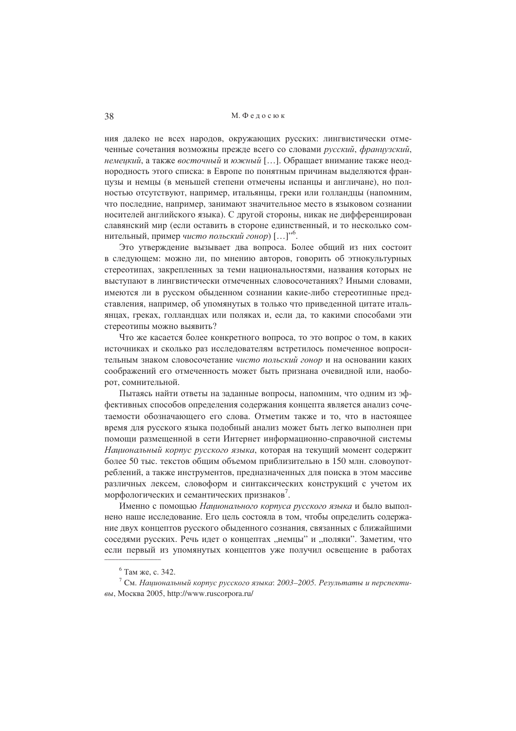ния далеко не всех народов, окружающих русских: лингвистически отмеченные сочетания возможны прежде всего со словами *русский*, *французский*, *немецкий*, а также *восточный* и *южный* […]. Обращает внимание также неоднородность этого списка: в Европе по понятным причинам выделяются французы и немцы (в меньшей степени отмечены испанцы и англичане), но полностью отсутствуют, например, итальянцы, греки или голландцы (напомним, что последние, например, занимают значительное место в языковом сознании носителей английского языка). С другой стороны, никак не дифференцирован славянский мир (если оставить в стороне единственный, и то несколько сомнительный, пример *чисто польский гонор*) […]"[6].

Это утверждение вызывает два вопроса. Более общий из них состоит в следующем: можно ли, по мнению авторов, говорить об этнокультурных стереотипах, закрепленных за теми национальностями, названия которых не выступают в лингвистически отмеченных словосочетаниях? Иными словами, имеются ли в русском обыденном сознании какие-либо стереотипные представления, например, об упомянутых в только что приведенной цитате итальянцах, греках, голландцах или поляках и, если да, то какими способами эти стереотипы можно выявить?

Что же касается более конкретного вопроса, то это вопрос о том, в каких источниках и сколько раз исследователям встретилось помеченное вопросительным знаком словосочетание *чисто польский гонор* и на основании каких соображений его отмеченность может быть признана очевидной или, наоборот, сомнительной.

Пытаясь найти ответы на заданные вопросы, напомним, что одним из эффективных способов определения содержания концепта является анализ сочетаемости обозначающего его слова. Отметим также и то, что в настоящее время для русского языка подобный анализ может быть легко выполнен при помощи размещенной в сети Интернет информационно-справочной системы *Национальный корпус русского языка*, которая на текущий момент содержит более 50 тыс. текстов общим объемом приблизительно в 150 млн. словоупотреблений, а также инструментов, предназначенных для поиска в этом массиве различных лексем, словоформ и синтаксических конструкций с учетом их морфологических и семантических признаков[7].

Именно с помощью *Национального корпуса русского языка* и было выполнено наше исследование. Его цель состояла в том, чтобы определить содержание двух концептов русского обыденного сознания, связанных с ближайшими соседями русских. Речь идет о концептах „немцы" и „поляки". Заметим, что если первый из упомянутых концептов уже получил освещение в работах

---

[6] Там же, с. 342.

[7] См. *Национальный корпус русского языка*: *2003–2005. Результаты и перспективы*, Москва 2005, http://www.ruscorpora.ru/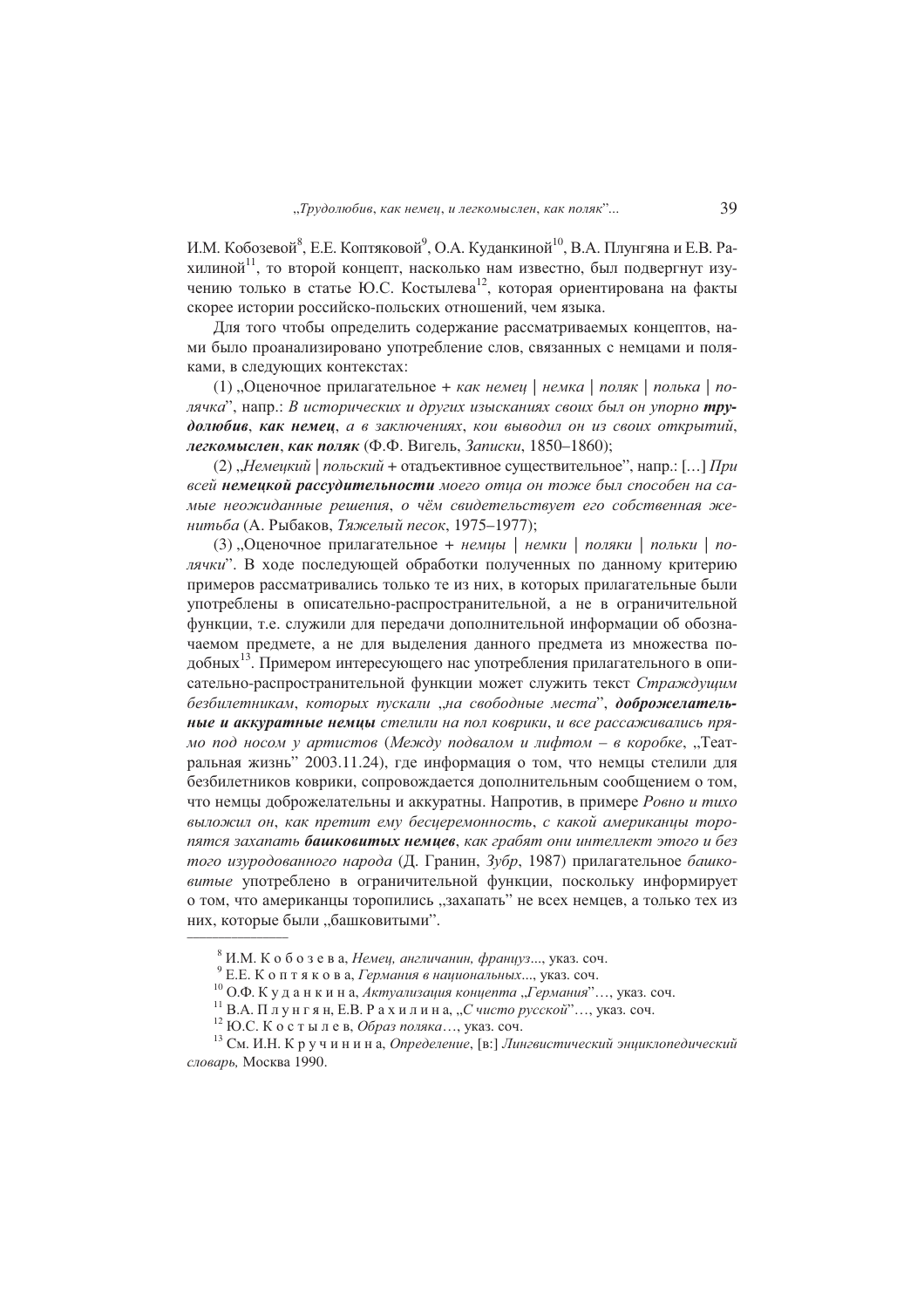И.М. Кобозевой[8], Е.Е. Коптяковой[9], О.А. Куданкиной[10], В.А. Плунгяна и Е.В. Рахилиной[11], то второй концепт, насколько нам известно, был подвергнут изучению только в статье Ю.С. Костылева[12], которая ориентирована на факты скорее истории российско-польских отношений, чем языка.

Для того чтобы определить содержание рассматриваемых концептов, нами было проанализировано употребление слов, связанных с немцами и поляками, в следующих контекстах:

(1) „Оценочное прилагательное + *как немец* | *немка* | *поляк* | *полька* | *полячка*", напр.: *В исторических и других изысканиях своих был он упорно* ***трудолюбив, как немец****, а в заключениях, кои выводил он из своих открытий,* ***легкомыслен, как поляк*** (Ф.Ф. Вигель, *Записки*, 1850–1860);

(2) „*Немецкий* | *польский* + отадъективное существительное", напр.: [...] *При всей* ***немецкой рассудительности*** *моего отца он тоже был способен на самые неожиданные решения, о чём свидетельствует его собственная женитьба* (А. Рыбаков, *Тяжелый песок*, 1975–1977);

(3) „Оценочное прилагательное + *немцы* | *немки* | *поляки* | *польки* | *полячки*". В ходе последующей обработки полученных по данному критерию примеров рассматривались только те из них, в которых прилагательные были употреблены в описательно-распространительной, а не в ограничительной функции, т.е. служили для передачи дополнительной информации об обозначаемом предмете, а не для выделения данного предмета из множества подобных[13]. Примером интересующего нас употребления прилагательного в описательно-распространительной функции может служить текст *Страждущим безбилетникам, которых пускали „на свободные места",* ***доброжелательные и аккуратные немцы*** *стелили на пол коврики, и все рассаживались прямо под носом у артистов* (*Между подвалом и лифтом – в коробке*, „Театральная жизнь" 2003.11.24), где информация о том, что немцы стелили для безбилетников коврики, сопровождается дополнительным сообщением о том, что немцы доброжелательны и аккуратны. Напротив, в примере *Ровно и тихо выложил он, как претит ему бесцеремонность, с какой американцы торопятся захапать* ***башковитых немцев****, как грабят они интеллект этого и без того изуродованного народа* (Д. Гранин, *Зубр*, 1987) прилагательное *башковитые* употреблено в ограничительной функции, поскольку информирует о том, что американцы торопились „захапать" не всех немцев, а только тех из них, которые были „башковитыми".

---

[8] И.М. Кобозева, *Немец, англичанин, француз...*, указ. соч.

[9] Е.Е. Коптякова, *Германия в национальных...*, указ. соч.

[10] О.Ф. Куданкина, *Актуализация концепта „Германия"...*, указ. соч.

[11] В.А. Плунгян, Е.В. Рахилина, *„С чисто русской"...*, указ. соч.

[12] Ю.С. Костылев, *Образ поляка...*, указ. соч.

[13] См. И.Н. Кручинина, *Определение*, [в:] *Лингвистический энциклопедический словарь,* Москва 1990.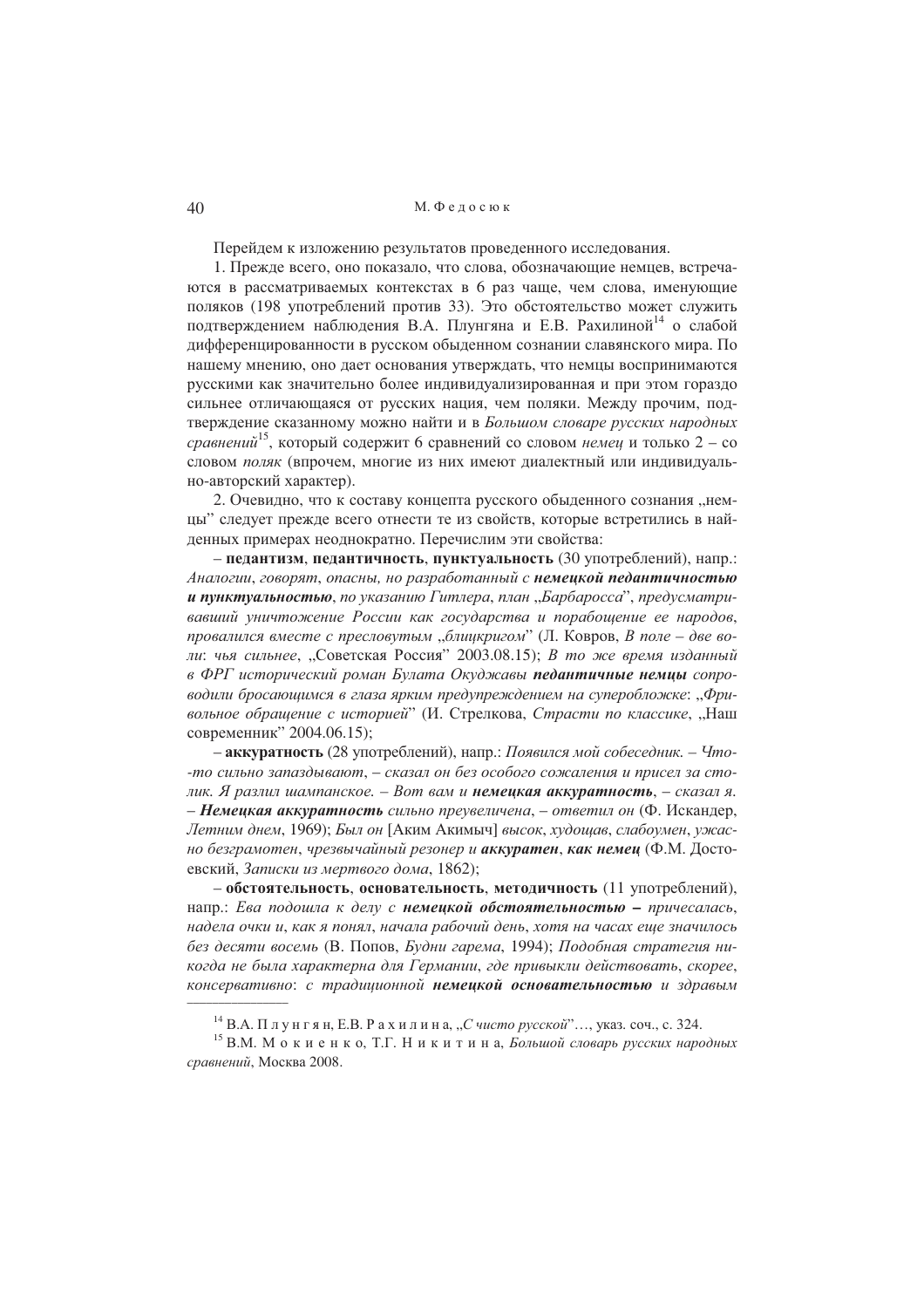Перейдем к изложению результатов проведенного исследования.

1. Прежде всего, оно показало, что слова, обозначающие немцев, встречаются в рассматриваемых контекстах в 6 раз чаще, чем слова, именующие поляков (198 употреблений против 33). Это обстоятельство может служить подтверждением наблюдения В.А. Плунгяна и Е.В. Рахилиной[14] о слабой дифференцированности в русском обыденном сознании славянского мира. По нашему мнению, оно дает основания утверждать, что немцы воспринимаются русскими как значительно более индивидуализированная и при этом гораздо сильнее отличающаяся от русских нация, чем поляки. Между прочим, подтверждение сказанному можно найти и в *Большом словаре русских народных сравнений*[15], который содержит 6 сравнений со словом *немец* и только 2 – со словом *поляк* (впрочем, многие из них имеют диалектный или индивидуально-авторский характер).

2. Очевидно, что к составу концепта русского обыденного сознания „немцы" следует прежде всего отнести те из свойств, которые встретились в найденных примерах неоднократно. Перечислим эти свойства:

– **педантизм**, **педантичность**, **пунктуальность** (30 употреблений), напр.: *Аналогии, говорят, опасны, но разработанный с* ***немецкой педантичностью и пунктуальностью****, по указанию Гитлера, план „Барбаросса", предусматривавший уничтожение России как государства и порабощение ее народов, провалился вместе с пресловутым „блицкригом"* (Л. Ковров, *В поле – две воли: чья сильнее*, „Советская Россия" 2003.08.15); *В то же время изданный в ФРГ исторический роман Булата Окуджавы* ***педантичные немцы*** *сопроводили бросающимся в глаза ярким предупреждением на суперобложке: „Фривольное обращение с историей"* (И. Стрелкова, *Страсти по классике*, „Наш современник" 2004.06.15);

– **аккуратность** (28 употреблений), напр.: *Появился мой собеседник. – Что-то сильно запаздывают, – сказал он без особого сожаления и присел за столик. Я разлил шампанское. – Вот вам и* ***немецкая аккуратность****, – сказал я. –* ***Немецкая аккуратность*** *сильно преувеличена, – ответил он* (Ф. Искандер, *Летним днем*, 1969); *Был он* [Аким Акимыч] *высок, худощав, слабоумен, ужасно безграмотен, чрезвычайный резонер и* ***аккуратен****,* ***как немец*** (Ф.М. Достоевский, *Записки из мертвого дома*, 1862);

– **обстоятельность**, **основательность**, **методичность** (11 употреблений), напр.: *Ева подошла к делу с* ***немецкой обстоятельностью –*** *причесалась, надела очки и, как я понял, начала рабочий день, хотя на часах еще значилось без десяти восемь* (В. Попов, *Будни гарема*, 1994); *Подобная стратегия никогда не была характерна для Германии, где привыкли действовать, скорее, консервативно: с традиционной* ***немецкой основательностью*** *и здравым*

---

[14] В.А. Плунгян, Е.В. Рахилина, *„С чисто русской"*..., указ. соч., с. 324.

[15] В.М. Мокиенко, Т.Г. Никитина, *Большой словарь русских народных сравнений*, Москва 2008.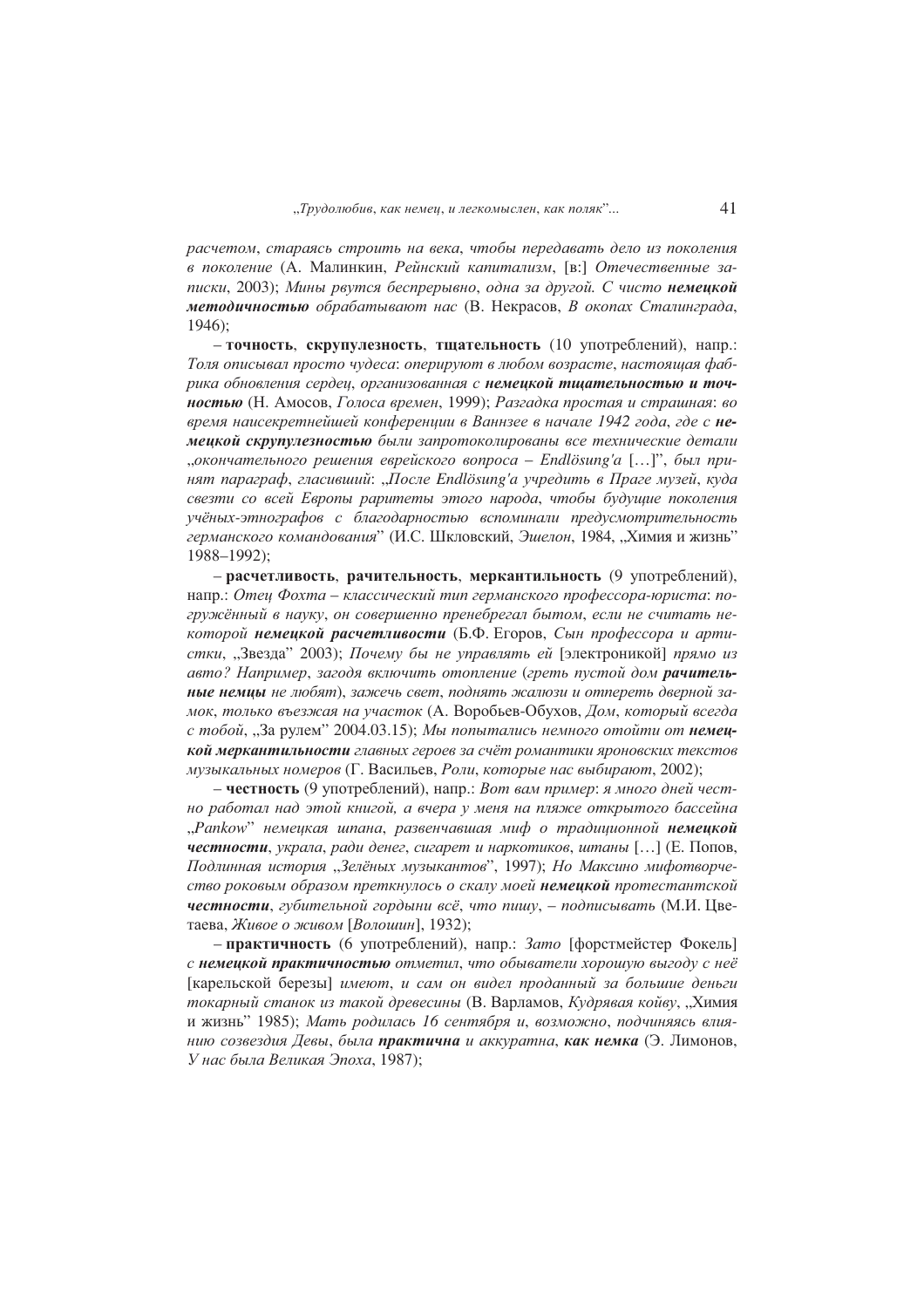*расчетом, стараясь строить на века, чтобы передавать дело из поколения в поколение* (А. Малинкин, *Рейнский капитализм*, [в:] *Отечественные записки*, 2003); *Мины рвутся беспрерывно, одна за другой. С чисто* ***немецкой методичностью*** *обрабатывают нас* (В. Некрасов, *В окопах Сталинграда*, 1946);

– **точность**, **скрупулезность**, **тщательность** (10 употреблений), напр.: *Толя описывал просто чудеса: оперируют в любом возрасте, настоящая фабрика обновления сердец, организованная с* ***немецкой тщательностью и точностью*** (Н. Амосов, *Голоса времен*, 1999); *Разгадка простая и страшная: во время наисекретнейшей конференции в Ваннзее в начале 1942 года, где с* ***немецкой скрупулезностью*** *были запротоколированы все технические детали „окончательного решения еврейского вопроса – Endlösung'а* […]*", был принят параграф, гласивший: „После Endlösung'а учредить в Праге музей, куда свезти со всей Европы раритеты этого народа, чтобы будущие поколения учёных-этнографов с благодарностью вспоминали предусмотрительность германского командования"* (И.С. Шкловский, *Эшелон*, 1984, „Химия и жизнь" 1988–1992);

– **расчетливость**, **рачительность**, **меркантильность** (9 употреблений), напр.: *Отец Фохта – классический тип германского профессора-юриста: погружённый в науку, он совершенно пренебрегал бытом, если не считать некоторой* ***немецкой расчетливости*** (Б.Ф. Егоров, *Сын профессора и артистки*, „Звезда" 2003); *Почему бы не управлять ей* [электроникой] *прямо из авто? Например, загодя включить отопление (греть пустой дом* ***рачительные немцы*** *не любят), зажечь свет, поднять жалюзи и отпереть дверной замок, только въезжая на участок* (А. Воробьев-Обухов, *Дом, который всегда с тобой*, „За рулем" 2004.03.15); *Мы попытались немного отойти от* ***немецкой меркантильности*** *главных героев за счёт романтики яроновских текстов музыкальных номеров* (Г. Васильев, *Роли, которые нас выбирают*, 2002);

– **честность** (9 употреблений), напр.: *Вот вам пример: я много дней честно работал над этой книгой, а вчера у меня на пляже открытого бассейна „Pankow" немецкая шпана, развенчавшая миф о традиционной* ***немецкой честности****, украла, ради денег, сигарет и наркотиков, штаны* […] (Е. Попов, *Подлинная история „Зелёных музыкантов"*, 1997); *Но Максино мифотворчество роковым образом преткнулось о скалу моей* ***немецкой*** *протестантской* ***честности****, губительной гордыни всё, что пишу, – подписывать* (М.И. Цветаева, *Живое о живом* [*Волошин*], 1932);

– **практичность** (6 употреблений), напр.: *Зато* [форстмейстер Фокель] *с* ***немецкой практичностью*** *отметил, что обыватели хорошую выгоду с неё* [карельской березы] *имеют, и сам он видел проданный за большие деньги токарный станок из такой древесины* (В. Варламов, *Кудрявая койву*, „Химия и жизнь" 1985); *Мать родилась 16 сентября и, возможно, подчиняясь влиянию созвездия Девы, была* ***практична*** *и аккуратна,* ***как немка*** (Э. Лимонов, *У нас была Великая Эпоха*, 1987);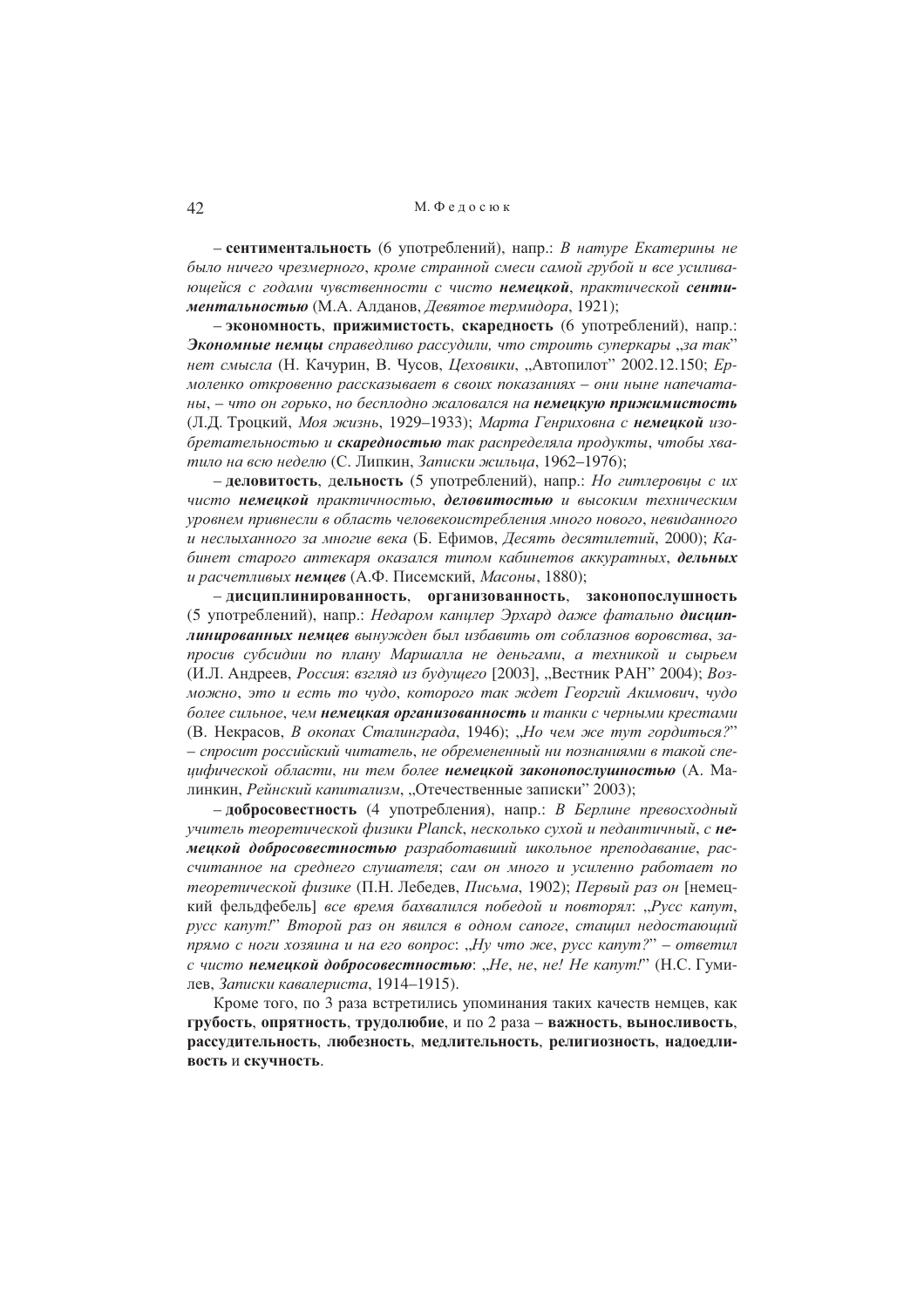– **сентиментальность** (6 употреблений), напр.: *В натуре Екатерины не было ничего чрезмерного, кроме странной смеси самой грубой и все усиливающейся с годами чувственности с чисто **немецкой**, практической **сентиментальностью*** (М.А. Алданов, *Девятое термидора*, 1921);

– **экономность**, **прижимистость**, **скаредность** (6 употреблений), напр.: ***Экономные немцы** справедливо рассудили, что строить суперкары „за так" нет смысла* (Н. Качурин, В. Чусов, *Цеховики*, „Автопилот" 2002.12.150; *Ермоленко откровенно рассказывает в своих показаниях – они ныне напечатаны, – что он горько, но бесплодно жаловался на **немецкую прижимистость*** (Л.Д. Троцкий, *Моя жизнь*, 1929–1933); *Марта Генриховна с **немецкой** изобретательностью и **скаредностью** так распределяла продукты, чтобы хватило на всю неделю* (С. Липкин, *Записки жильца*, 1962–1976);

– **деловитость**, **дельность** (5 употреблений), напр.: *Но гитлеровцы с их чисто **немецкой** практичностью, **деловитостью** и высоким техническим уровнем привнесли в область человекоистребления много нового, невиданного и неслыханного за многие века* (Б. Ефимов, *Десять десятилетий*, 2000); *Кабинет старого аптекаря оказался типом кабинетов аккуратных, **дельных** и расчетливых **немцев*** (А.Ф. Писемский, *Масоны*, 1880);

– **дисциплинированность**, **организованность**, **законопослушность** (5 употреблений), напр.: *Недаром канцлер Эрхард даже фатально **дисциплинированных немцев** вынужден был избавить от соблазнов воровства, запросив субсидии по плану Маршалла не деньгами, а техникой и сырьем* (И.Л. Андреев, *Россия*: *взгляд из будущего* [2003], „Вестник РАН" 2004); *Возможно, это и есть то чудо, которого так ждет Георгий Акимович, чудо более сильное, чем **немецкая организованность** и танки с черными крестами* (В. Некрасов, *В окопах Сталинграда*, 1946); *„Но чем же тут гордиться?" – спросит российский читатель, не обремененный ни познаниями в такой специфической области, ни тем более **немецкой законопослушностью*** (А. Малинкин, *Рейнский капитализм*, „Отечественные записки" 2003);

– **добросовестность** (4 употребления), напр.: *В Берлине превосходный учитель теоретической физики Planck, несколько сухой и педантичный, с **немецкой добросовестностью** разработавший школьное преподавание, рассчитанное на среднего слушателя; сам он много и усиленно работает по теоретической физике* (П.Н. Лебедев, *Письма*, 1902); *Первый раз он* [немецкий фельдфебель] *все время бахвалился победой и повторял*: *„Русс капут, русс капут!" Второй раз он явился в одном сапоге, стащил недостающий прямо с ноги хозяина и на его вопрос*: *„Ну что же, русс капут?" – ответил с чисто **немецкой добросовестностью***: *„Не, не, не! Не капут!"* (Н.С. Гумилев, *Записки кавалериста*, 1914–1915).

Кроме того, по 3 раза встретились упоминания таких качеств немцев, как **грубость**, **опрятность**, **трудолюбие**, и по 2 раза – **важность**, **выносливость**, **рассудительность**, **любезность**, **медлительность**, **религиозность**, **надоедливость** и **скучность**.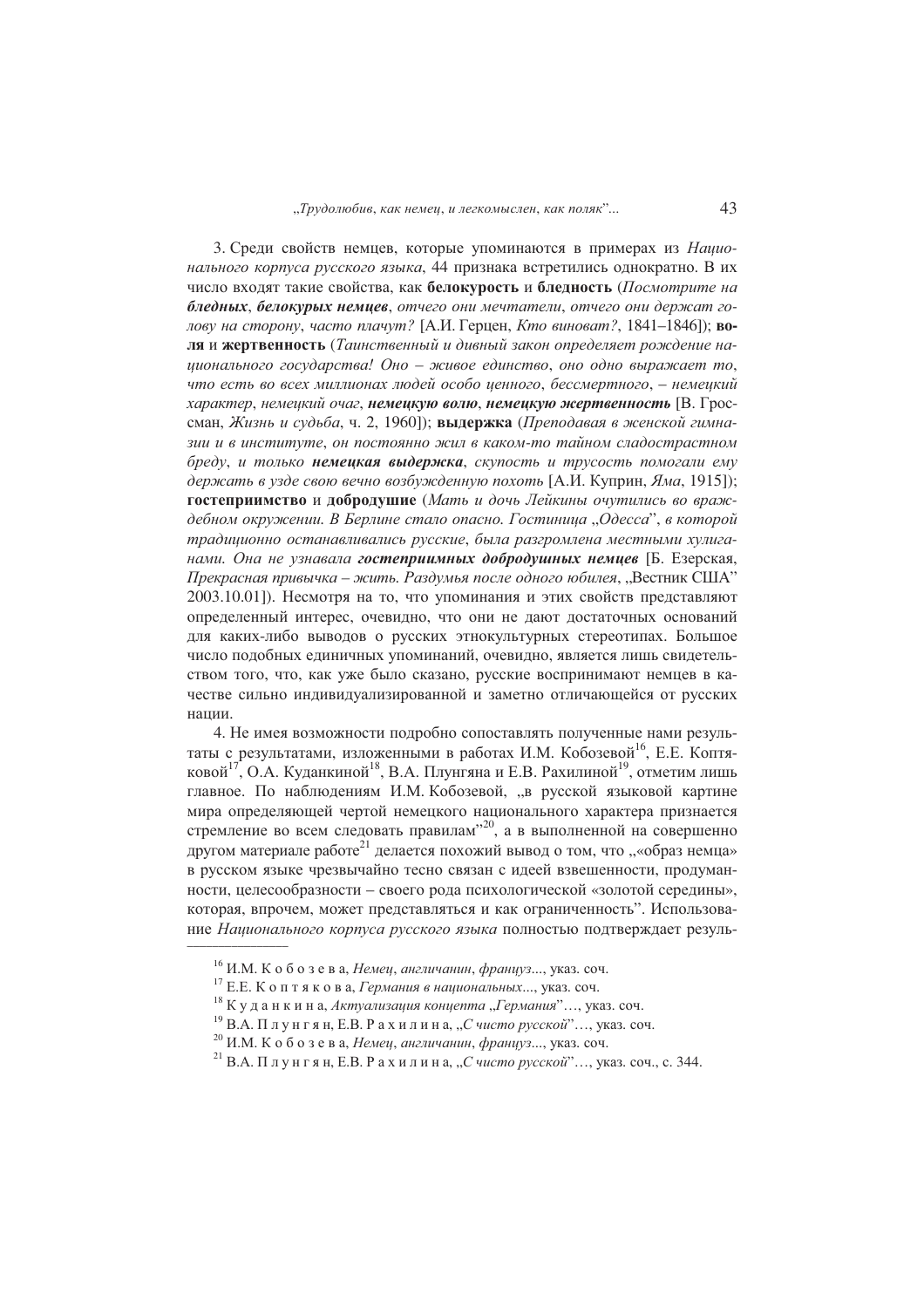3. Среди свойств немцев, которые упоминаются в примерах из *Национального корпуса русского языка*, 44 признака встретились однократно. В их число входят такие свойства, как **белокурость** и **бледность** (*Посмотрите на* ***бледных***, ***белокурых немцев***, *отчего они мечтатели, отчего они держат голову на сторону, часто плачут?* [А.И. Герцен, *Кто виноват?*, 1841–1846]); **воля** и **жертвенность** (*Таинственный и дивный закон определяет рождение национального государства! Оно – живое единство, оно одно выражает то, что есть во всех миллионах людей особо ценного, бессмертного, – немецкий характер, немецкий очаг,* ***немецкую волю***, ***немецкую жертвенность*** [В. Гроссман, *Жизнь и судьба*, ч. 2, 1960]); **выдержка** (*Преподавая в женской гимназии и в институте, он постоянно жил в каком-то тайном сладострастном бреду, и только* ***немецкая выдержка***, *скупость и трусость помогали ему держать в узде свою вечно возбужденную похоть* [А.И. Куприн, *Яма*, 1915]); **гостеприимство** и **добродушие** (*Мать и дочь Лейкины очутились во враждебном окружении. В Берлине стало опасно. Гостиница „Одесса", в которой традиционно останавливались русские, была разгромлена местными хулиганами. Она не узнавала* ***гостеприимных добродушных немцев*** [Б. Езерская, *Прекрасная привычка – жить. Раздумья после одного юбилея*, „Вестник США" 2003.10.01]). Несмотря на то, что упоминания и этих свойств представляют определенный интерес, очевидно, что они не дают достаточных оснований для каких-либо выводов о русских этнокультурных стереотипах. Большое число подобных единичных упоминаний, очевидно, является лишь свидетельством того, что, как уже было сказано, русские воспринимают немцев в качестве сильно индивидуализированной и заметно отличающейся от русских нации.

4. Не имея возможности подробно сопоставлять полученные нами результаты с результатами, изложенными в работах И.М. Кобозевой[16], Е.Е. Коптяковой[17], О.А. Куданкиной[18], В.А. Плунгяна и Е.В. Рахилиной[19], отметим лишь главное. По наблюдениям И.М. Кобозевой, „в русской языковой картине мира определяющей чертой немецкого национального характера признается стремление во всем следовать правилам"[20], а в выполненной на совершенно другом материале работе[21] делается похожий вывод о том, что „«образ немца» в русском языке чрезвычайно тесно связан с идеей взвешенности, продуманности, целесообразности – своего рода психологической «золотой середины», которая, впрочем, может представляться и как ограниченность". Использование *Национального корпуса русского языка* полностью подтверждает резуль-

---

[16] И.М. К о б о з е в а, *Немец, англичанин, француз*..., указ. соч.

[17] Е.Е. К о п т я к о в а, *Германия в национальных*..., указ. соч.

[18] К у д а н к и н а, *Актуализация концепта „Германия"*…, указ. соч.

[19] В.А. П л у н г я н, Е.В. Р а х и л и н а, *„С чисто русской"*…, указ. соч.

[20] И.М. К о б о з е в а, *Немец, англичанин, француз*..., указ. соч.

[21] В.А. П л у н г я н, Е.В. Р а х и л и н а, *„С чисто русской"*…, указ. соч., с. 344.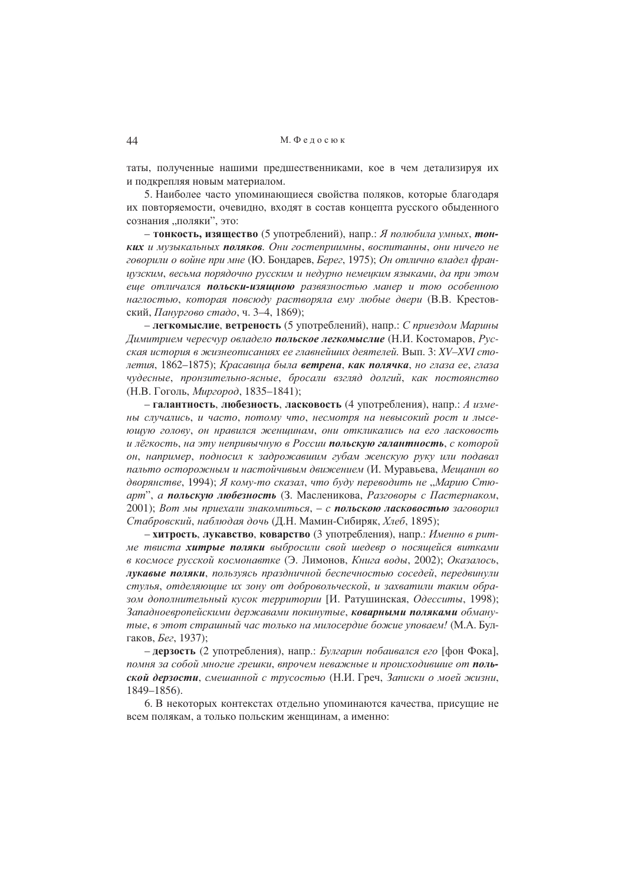таты, полученные нашими предшественниками, кое в чем детализируя их и подкрепляя новым материалом.

5. Наиболее часто упоминающиеся свойства поляков, которые благодаря их повторяемости, очевидно, входят в состав концепта русского обыденного сознания „поляки", это:

– **тонкость, изящество** (5 употреблений), напр.: *Я полюбила умных, **тонких** и музыкальных **поляков**. Они гостеприимны, воспитанны, они ничего не говорили о войне при мне* (Ю. Бондарев, *Берег*, 1975); *Он отлично владел французским, весьма порядочно русским и недурно немецким языками, да при этом еще отличался **польски-изящною** развязностью манер и тою особенною наглостью, которая повсюду растворяла ему любые двери* (В.В. Крестовский, *Панургово стадо*, ч. 3–4, 1869);

– **легкомыслие**, **ветреность** (5 употреблений), напр.: *С приездом Марины Димитрием чересчур овладело **польское легкомыслие*** (Н.И. Костомаров, *Русская история в жизнеописаниях ее главнейших деятелей*. Вып. 3: *XV–XVI столетия*, 1862–1875); *Красавица была **ветрена**, **как полячка**, но глаза ее, глаза чудесные, пронзительно-ясные, бросали взгляд долгий, как постоянство* (Н.В. Гоголь, *Миргород*, 1835–1841);

– **галантность**, **любезность**, **ласковость** (4 употребления), напр.: *А измены случались, и часто, потому что, несмотря на невысокий рост и лысеющую голову, он нравился женщинам, они откликались на его ласковость и лёгкость, на эту непривычную в России **польскую галантность**, с которой он, например, подносил к задрожавшим губам женскую руку или подавал пальто осторожным и настойчивым движением* (И. Муравьева, *Мещанин во дворянстве*, 1994); *Я кому-то сказал, что буду переводить не „Марию Стюарт", а **польскую любезность*** (З. Масленикова, *Разговоры с Пастернаком*, 2001); *Вот мы приехали знакомиться, – с **польскою ласковостью** заговорил Стабровский, наблюдая дочь* (Д.Н. Мамин-Сибиряк, *Хлеб*, 1895);

– **хитрость**, **лукавство**, **коварство** (3 употребления), напр.: *Именно в ритме твиста **хитрые поляки** выбросили свой шедевр о носящейся витками в космосе русской космонавтке* (Э. Лимонов, *Книга воды*, 2002); *Оказалось, **лукавые поляки**, пользуясь праздничной беспечностью соседей, передвинули стулья, отделяющие их зону от добровольческой, и захватили таким образом дополнительный кусок территории* [И. Ратушинская, *Одесситы*, 1998); *Западноевропейскими державами покинутые, **коварными поляками** обманутые, в этот страшный час только на милосердие божие уповаем!* (М.А. Булгаков, *Бег*, 1937);

– **дерзость** (2 употребления), напр.: *Булгарин побаивался его* [фон Фока], *помня за собой многие грешки, впрочем неважные и происходившие от **польской дерзости**, смешанной с трусостью* (Н.И. Греч, *Записки о моей жизни*, 1849–1856).

6. В некоторых контекстах отдельно упоминаются качества, присущие не всем полякам, а только польским женщинам, а именно: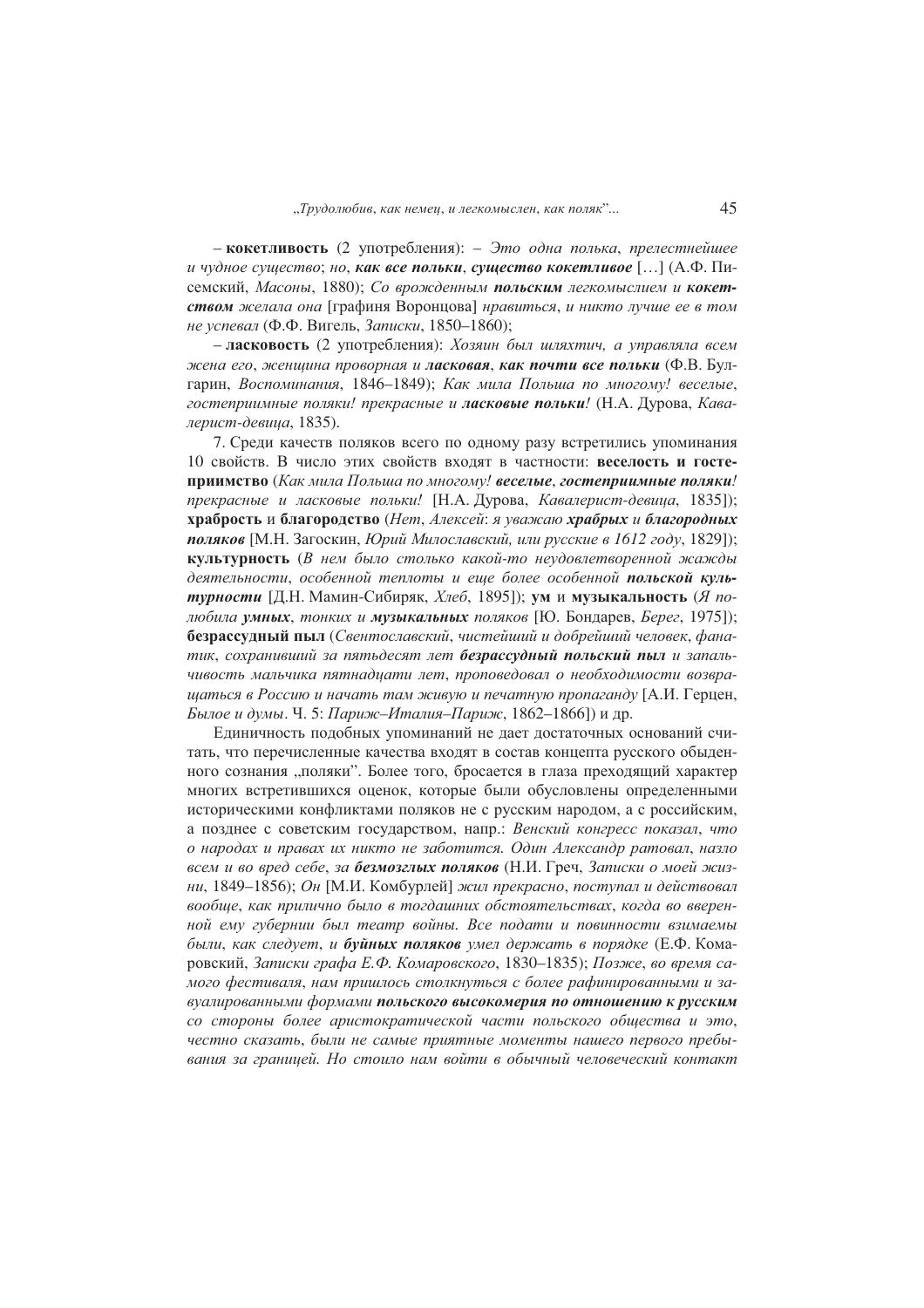– **кокетливость** (2 употребления): – *Это одна полька, прелестнейшее и чудное существо*; *но*, ***как все польки***, ***существо кокетливое*** […] (А.Ф. Писемский, *Масоны*, 1880); *Со врожденным* ***польским*** *легкомыслием и* ***кокетством*** *желала она* [графиня Воронцова] *нравиться*, *и никто лучше ее в том не успевал* (Ф.Ф. Вигель, *Записки*, 1850–1860);

– **ласковость** (2 употребления): *Хозяин был шляхтич, а управляла всем жена его*, *женщина проворная и* ***ласковая***, ***как почти все польки*** (Ф.В. Булгарин, *Воспоминания*, 1846–1849); *Как мила Польша по многому! веселые*, *гостеприимные поляки! прекрасные и* ***ласковые польки***! (Н.А. Дурова, *Кавалерист-девица*, 1835).

7. Среди качеств поляков всего по одному разу встретились упоминания 10 свойств. В число этих свойств входят в частности: **веселость и гостеприимство** (*Как мила Польша по многому!* ***веселые***, ***гостеприимные поляки***! *прекрасные и ласковые польки!* [Н.А. Дурова, *Кавалерист-девица*, 1835]); **храбрость** и **благородство** (*Нет, Алексей*: *я уважаю* ***храбрых*** *и* ***благородных поляков*** [М.Н. Загоскин, *Юрий Милославский, или русские в 1612 году*, 1829]); **культурность** (*В нем было столько какой-то неудовлетворенной жажды деятельности*, *особенной теплоты и еще более особенной* ***польской культурности*** [Д.Н. Мамин-Сибиряк, *Хлеб*, 1895]); **ум** и **музыкальность** (*Я полюбила* ***умных***, *тонких и* ***музыкальных*** *поляков* [Ю. Бондарев, *Берег*, 1975]); **безрассудный пыл** (*Свентославский*, *чистейший и добрейший человек*, *фанатик*, *сохранивший за пятьдесят лет* ***безрассудный польский пыл*** *и запальчивость мальчика пятнадцати лет*, *проповедовал о необходимости возвращаться в Россию и начать там живую и печатную пропаганду* [А.И. Герцен, *Былое и думы*. Ч. 5: *Париж–Италия–Париж*, 1862–1866]) и др.

Единичность подобных упоминаний не дает достаточных оснований считать, что перечисленные качества входят в состав концепта русского обыденного сознания „поляки". Более того, бросается в глаза преходящий характер многих встретившихся оценок, которые были обусловлены определенными историческими конфликтами поляков не с русским народом, а с российским, а позднее с советским государством, напр.: *Венский конгресс показал*, *что о народах и правах их никто не заботится. Один Александр ратовал*, *назло всем и во вред себе*, *за* ***безмозглых поляков*** (Н.И. Греч, *Записки о моей жизни*, 1849–1856); *Он* [М.И. Комбурлей] *жил прекрасно*, *поступал и действовал вообще*, *как прилично было в тогдашних обстоятельствах*, *когда во вверенной ему губернии был театр войны. Все подати и повинности взимаемы были*, *как следует*, *и* ***буйных поляков*** *умел держать в порядке* (Е.Ф. Комаровский, *Записки графа Е.Ф. Комаровского*, 1830–1835); *Позже*, *во время самого фестиваля*, *нам пришлось столкнуться с более рафинированными и завуалированными формами* ***польского высокомерия по отношению к русским*** *со стороны более аристократической части польского общества и это*, *честно сказать*, *были не самые приятные моменты нашего первого пребывания за границей. Но стоило нам войти в обычный человеческий контакт*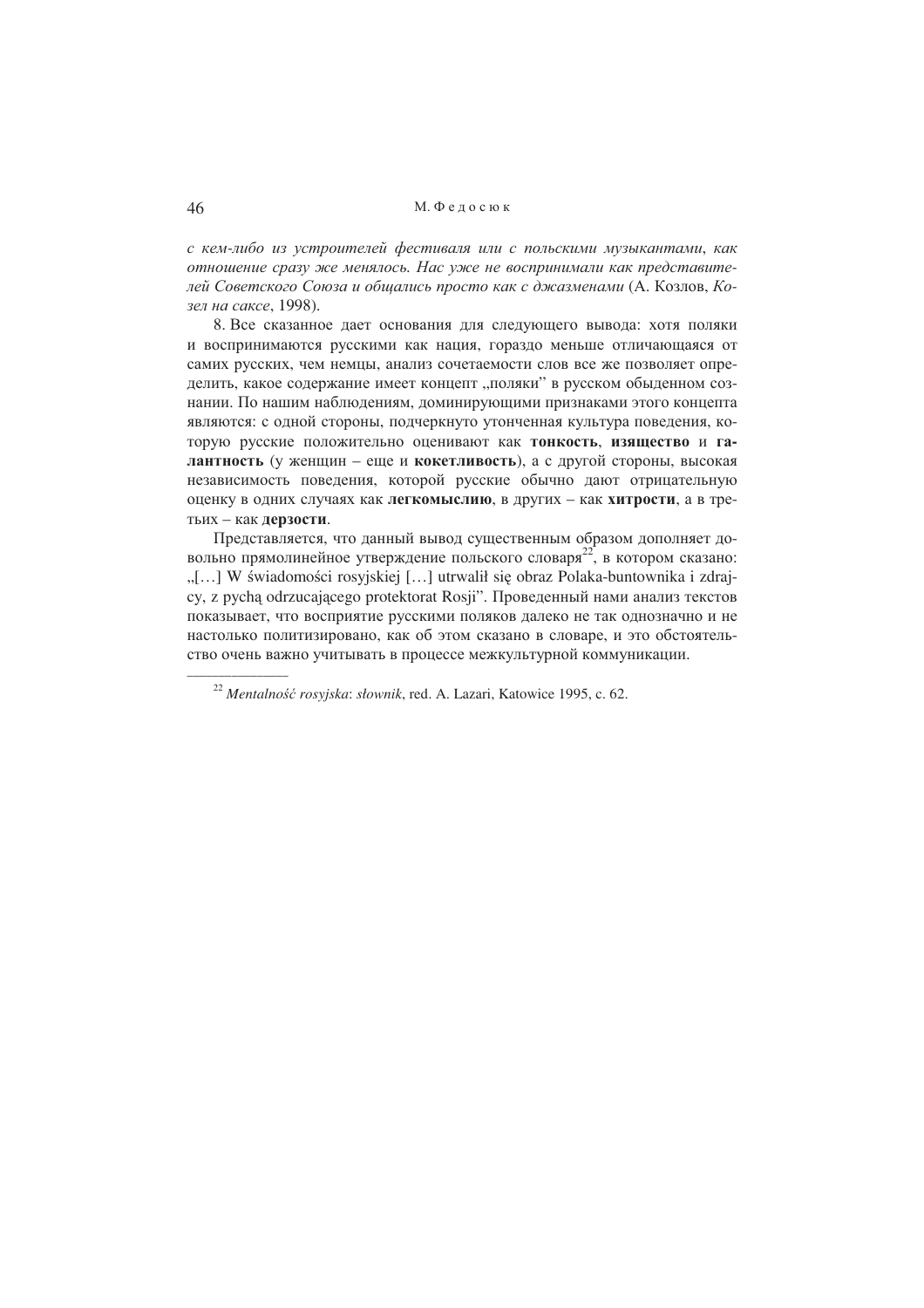*с кем-либо из устроителей фестиваля или с польскими музыкантами, как отношение сразу же менялось. Нас уже не воспринимали как представителей Советского Союза и общались просто как с джазменами* (А. Козлов, *Козел на саксе*, 1998).

8. Все сказанное дает основания для следующего вывода: хотя поляки и воспринимаются русскими как нация, гораздо меньше отличающаяся от самих русских, чем немцы, анализ сочетаемости слов все же позволяет определить, какое содержание имеет концепт „поляки” в русском обыденном сознании. По нашим наблюдениям, доминирующими признаками этого концепта являются: с одной стороны, подчеркнуто утонченная культура поведения, которую русские положительно оценивают как **тонкость**, **изящество** и **галантность** (у женщин – еще и **кокетливость**), а с другой стороны, высокая независимость поведения, которой русские обычно дают отрицательную оценку в одних случаях как **легкомыслию**, в других – как **хитрости**, а в третьих – как **дерзости**.

Представляется, что данный вывод существенным образом дополняет довольно прямолинейное утверждение польского словаря[22], в котором сказано: „[…] W świadomości rosyjskiej […] utrwalił się obraz Polaka-buntownika i zdrajcy, z pychą odrzucającego protektorat Rosji”. Проведенный нами анализ текстов показывает, что восприятие русскими поляков далеко не так однозначно и не настолько политизировано, как об этом сказано в словаре, и это обстоятельство очень важно учитывать в процессе межкультурной коммуникации.

---

[22] *Mentalność rosyjska*: *słownik*, red. A. Lazari, Katowice 1995, c. 62.